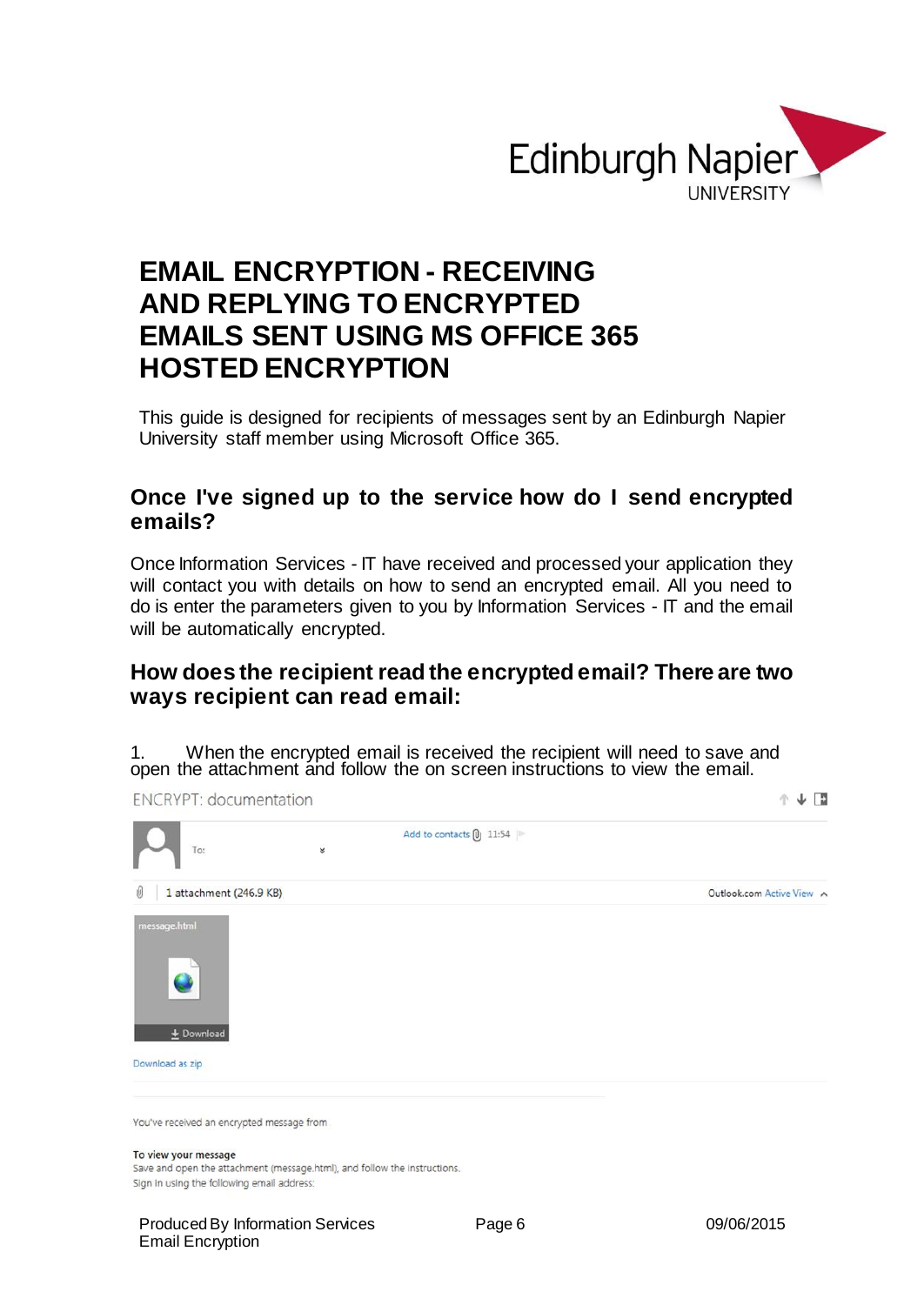# EMAIL ENCRYPTION - RECEIVING AND REPLYING TO ENCRYPTED EMAILS SENT USING MS OFFICE 365 HOSTED ENCRYPTION

This guide is designed for recipients of messages sent by an Edinburgh Napier University staff member using Microsoft Office 365.

## Once I've signed up to the service how do I send encrypted emails?

Once Information Services - IT have received and processed your application they will contact you with details on how to send an encrypted email. All you need to do is enter the parameters given to you by Information Services - IT and the email will be automatically encrypted.

## How does the recipient read the encrypted email? There are two ways recipient can read email:

1. When the encrypted email is received the recipient will need to save and open the attachment and follow the on screen instructions to view the email.

ENCRYPT: documentation

To:

Add to contacts 11:54

1 attachment (246.9 KB)

Outlook.com Active View

message.html

Download

Download as zip

You've received an encrypted message from

**To view your message**
Save and open the attachment (message.html), and follow the instructions.
Sign in using the following email address: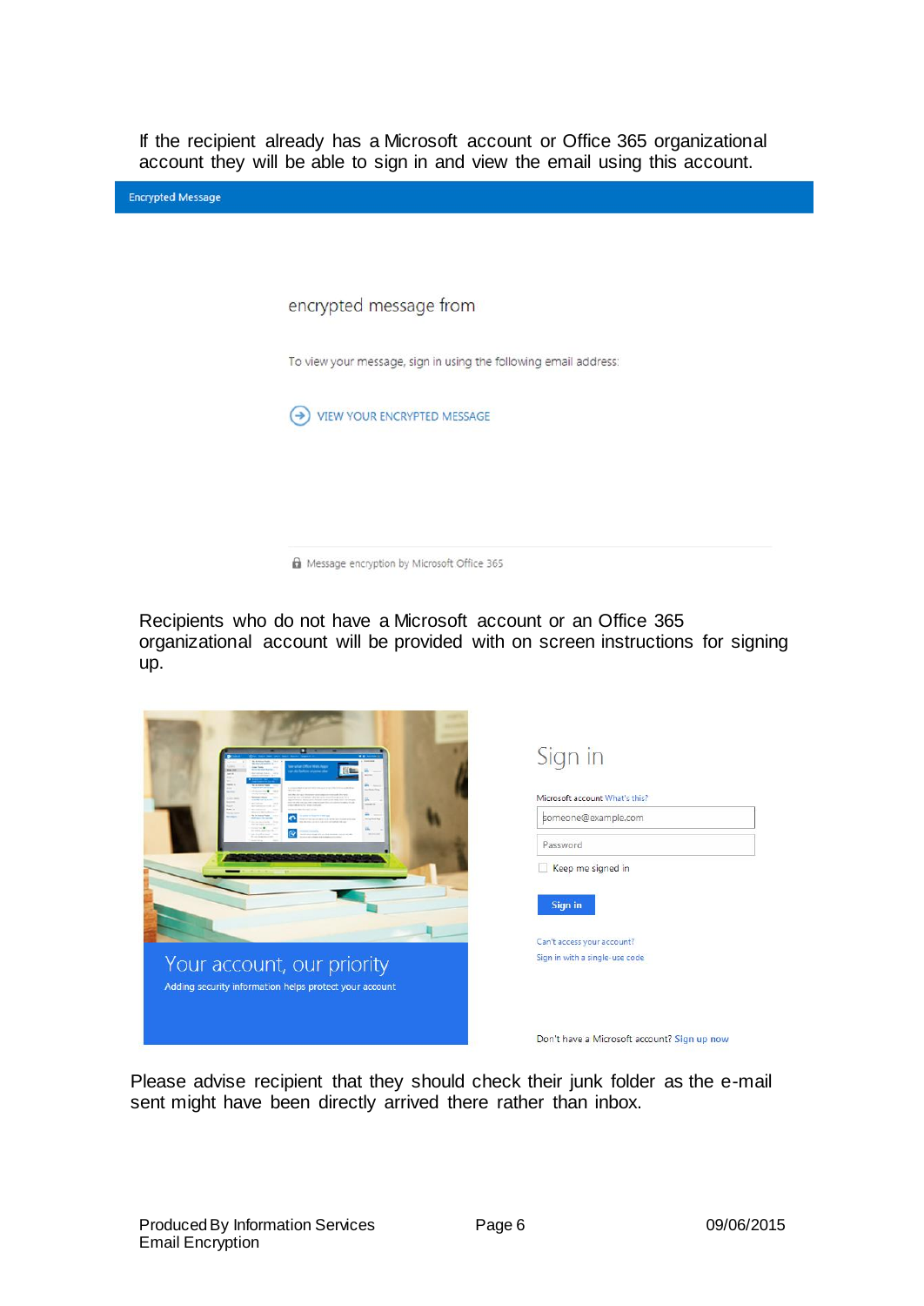If the recipient already has a Microsoft account or Office 365 organizational account they will be able to sign in and view the email using this account.

Encrypted Message

encrypted message from

To view your message, sign in using the following email address:

VIEW YOUR ENCRYPTED MESSAGE

Message encryption by Microsoft Office 365

Recipients who do not have a Microsoft account or an Office 365 organizational account will be provided with on screen instructions for signing up.

Your account, our priority

Adding security information helps protect your account

Sign in

Microsoft account What's this?

someone@example.com

Password

Keep me signed in

Sign in

Can't access your account?

Sign in with a single-use code

Don't have a Microsoft account? Sign up now

Please advise recipient that they should check their junk folder as the e-mail sent might have been directly arrived there rather than inbox.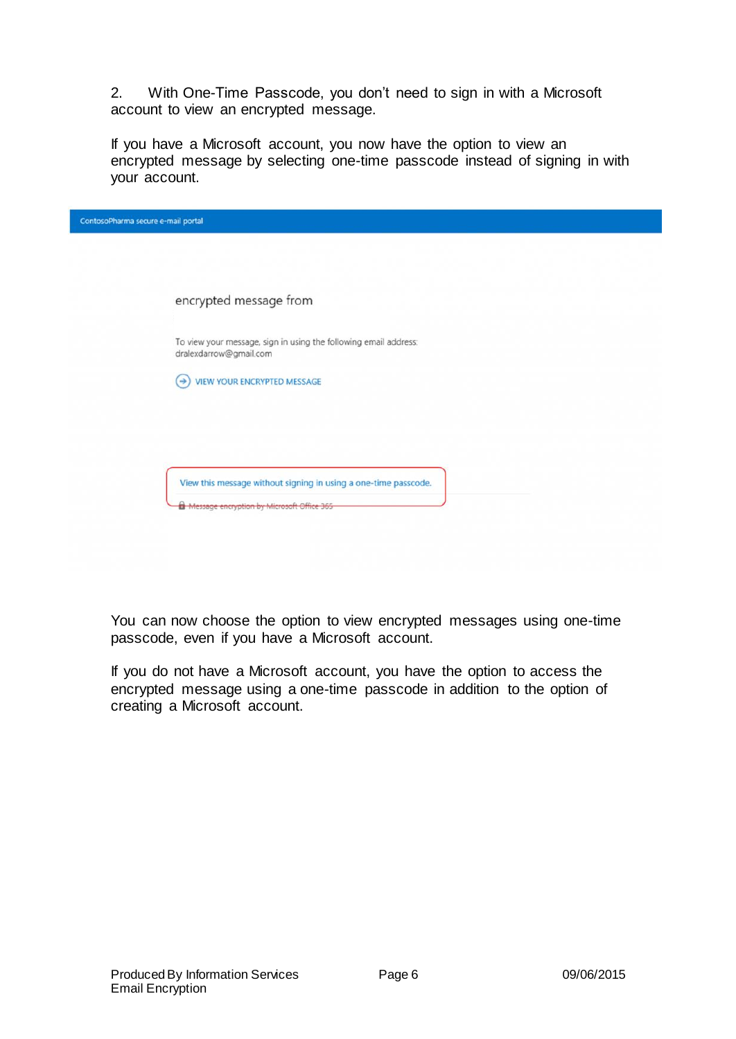2. With One-Time Passcode, you don't need to sign in with a Microsoft account to view an encrypted message.

If you have a Microsoft account, you now have the option to view an encrypted message by selecting one-time passcode instead of signing in with your account.

You can now choose the option to view encrypted messages using one-time passcode, even if you have a Microsoft account.

If you do not have a Microsoft account, you have the option to access the encrypted message using a one-time passcode in addition to the option of creating a Microsoft account.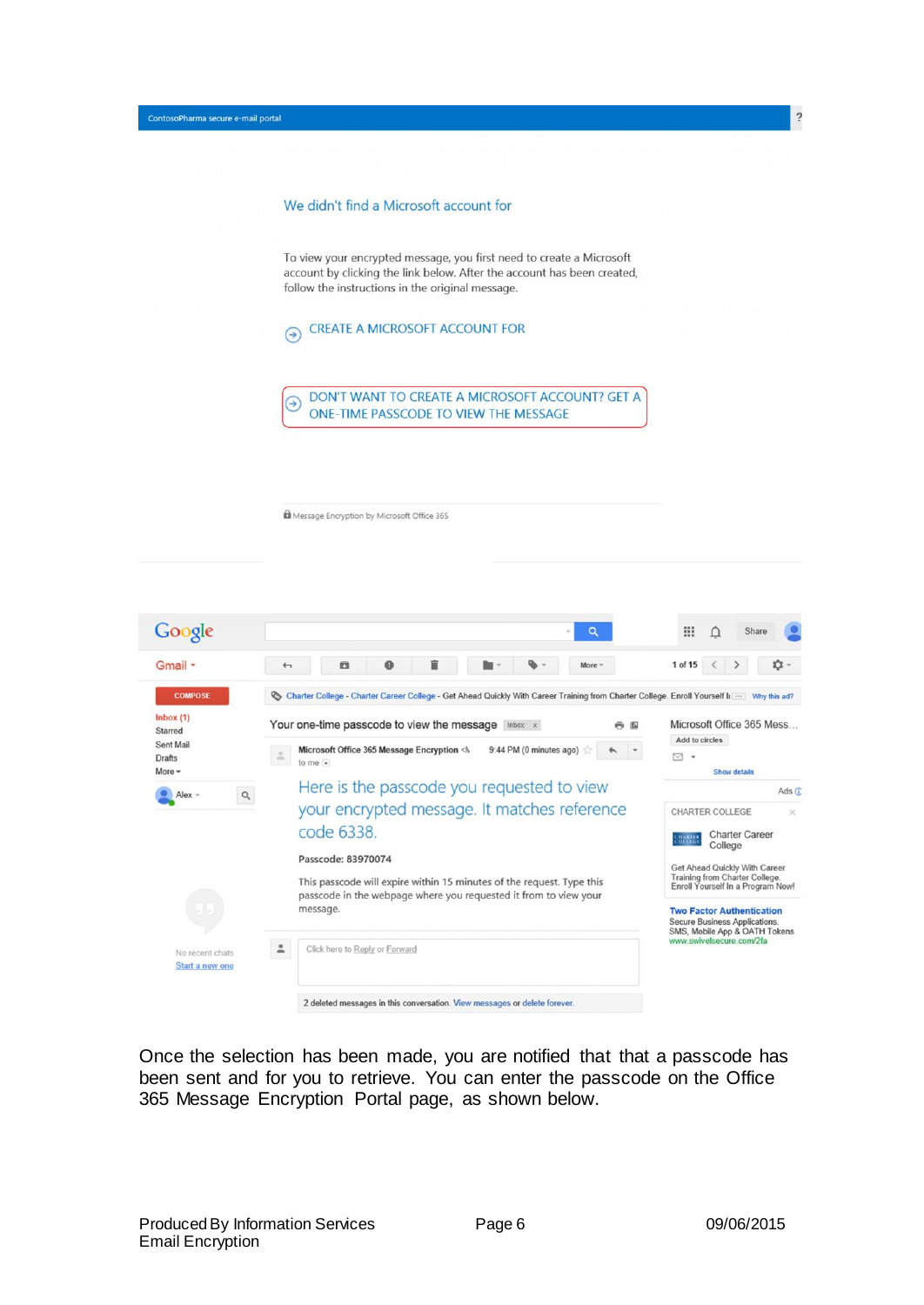ContosoPharma secure e-mail portal

We didn't find a Microsoft account for

To view your encrypted message, you first need to create a Microsoft account by clicking the link below. After the account has been created, follow the instructions in the original message.

CREATE A MICROSOFT ACCOUNT FOR

DON'T WANT TO CREATE A MICROSOFT ACCOUNT? GET A ONE-TIME PASSCODE TO VIEW THE MESSAGE

Message Encryption by Microsoft Office 365

Your one-time passcode to view the message

Microsoft Office 365 Message Encryption

Here is the passcode you requested to view your encrypted message. It matches reference code 6338.

Passcode: 83970074

This passcode will expire within 15 minutes of the request. Type this passcode in the webpage where you requested it from to view your message.

Once the selection has been made, you are notified that that a passcode has been sent and for you to retrieve. You can enter the passcode on the Office 365 Message Encryption Portal page, as shown below.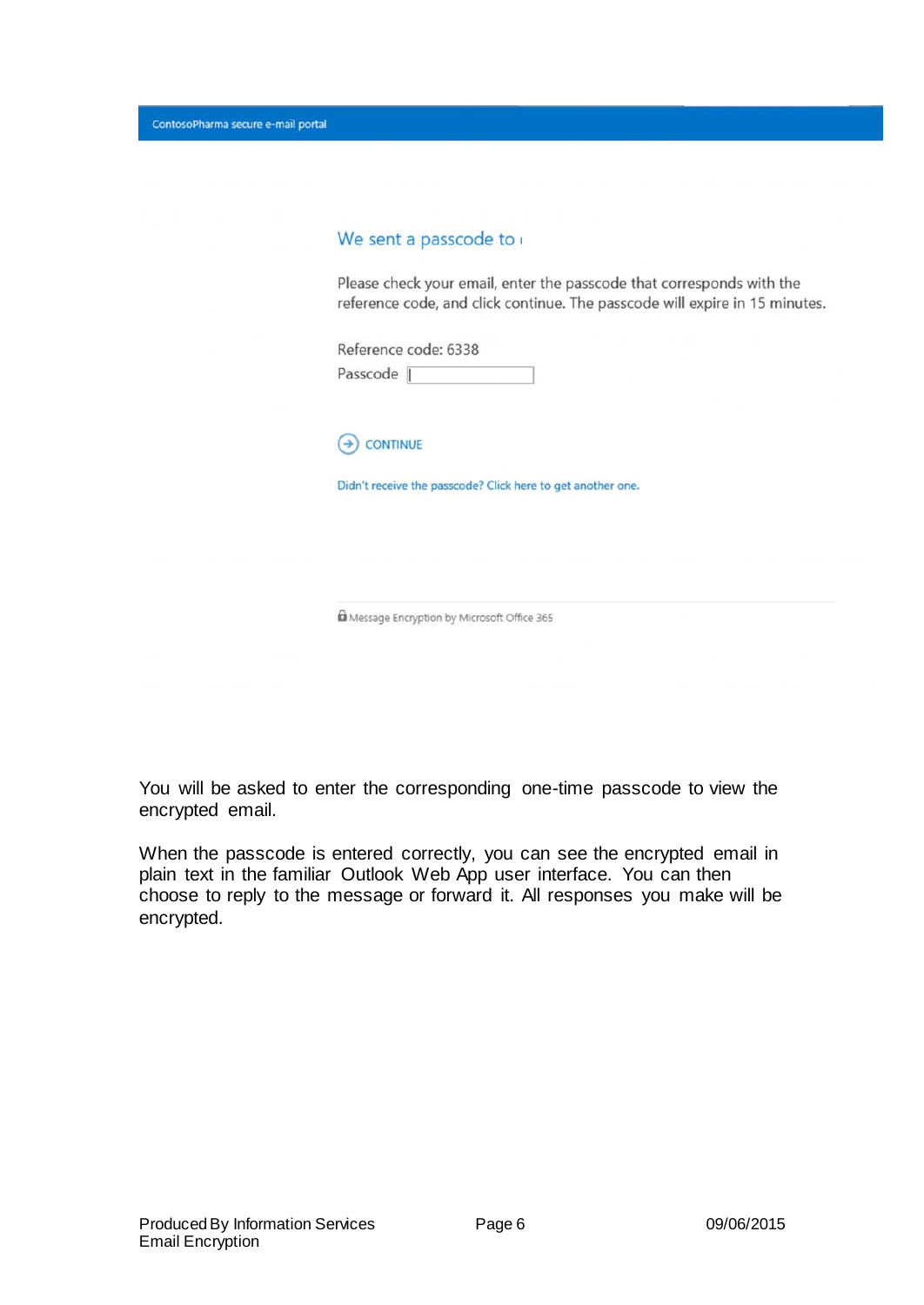ContosoPharma secure e-mail portal

We sent a passcode to

Please check your email, enter the passcode that corresponds with the reference code, and click continue. The passcode will expire in 15 minutes.

Reference code: 6338

Passcode

CONTINUE

Didn't receive the passcode? Click here to get another one.

Message Encryption by Microsoft Office 365

You will be asked to enter the corresponding one-time passcode to view the encrypted email.

When the passcode is entered correctly, you can see the encrypted email in plain text in the familiar Outlook Web App user interface. You can then choose to reply to the message or forward it. All responses you make will be encrypted.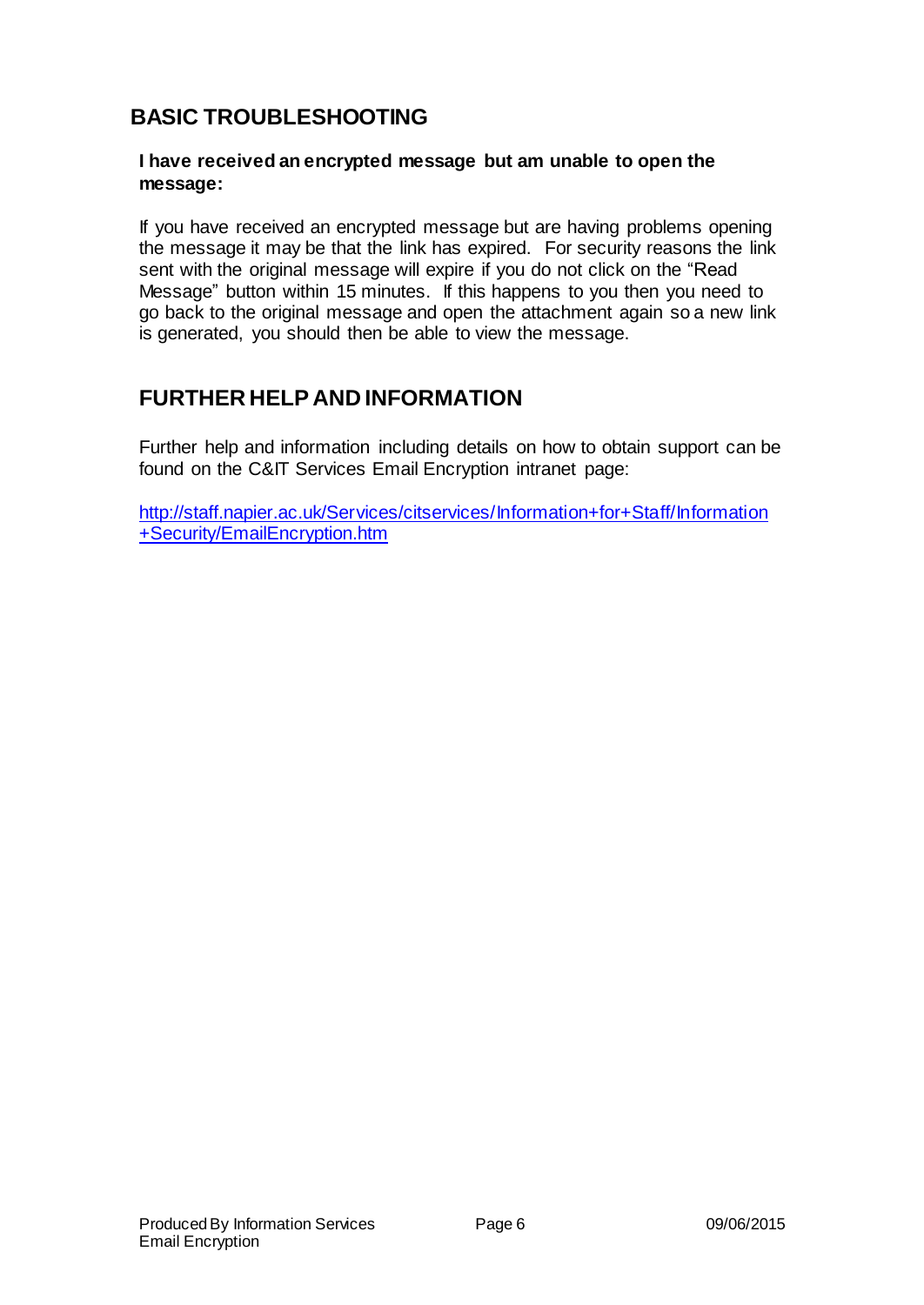## BASIC TROUBLESHOOTING

**I have received an encrypted message but am unable to open the message:**

If you have received an encrypted message but are having problems opening the message it may be that the link has expired. For security reasons the link sent with the original message will expire if you do not click on the "Read Message" button within 15 minutes. If this happens to you then you need to go back to the original message and open the attachment again so a new link is generated, you should then be able to view the message.

## FURTHER HELP AND INFORMATION

Further help and information including details on how to obtain support can be found on the C&IT Services Email Encryption intranet page:

http://staff.napier.ac.uk/Services/citservices/Information+for+Staff/Information+Security/EmailEncryption.htm